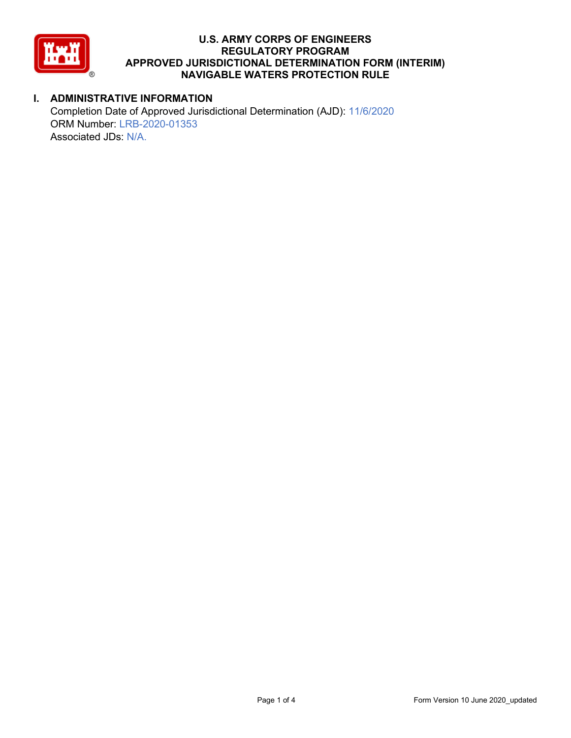# U.S. ARMY CORPS OF ENGINEERS
# REGULATORY PROGRAM
# APPROVED JURISDICTIONAL DETERMINATION FORM (INTERIM)
# NAVIGABLE WATERS PROTECTION RULE

## I. ADMINISTRATIVE INFORMATION

Completion Date of Approved Jurisdictional Determination (AJD): 11/6/2020
ORM Number: LRB-2020-01353
Associated JDs: N/A.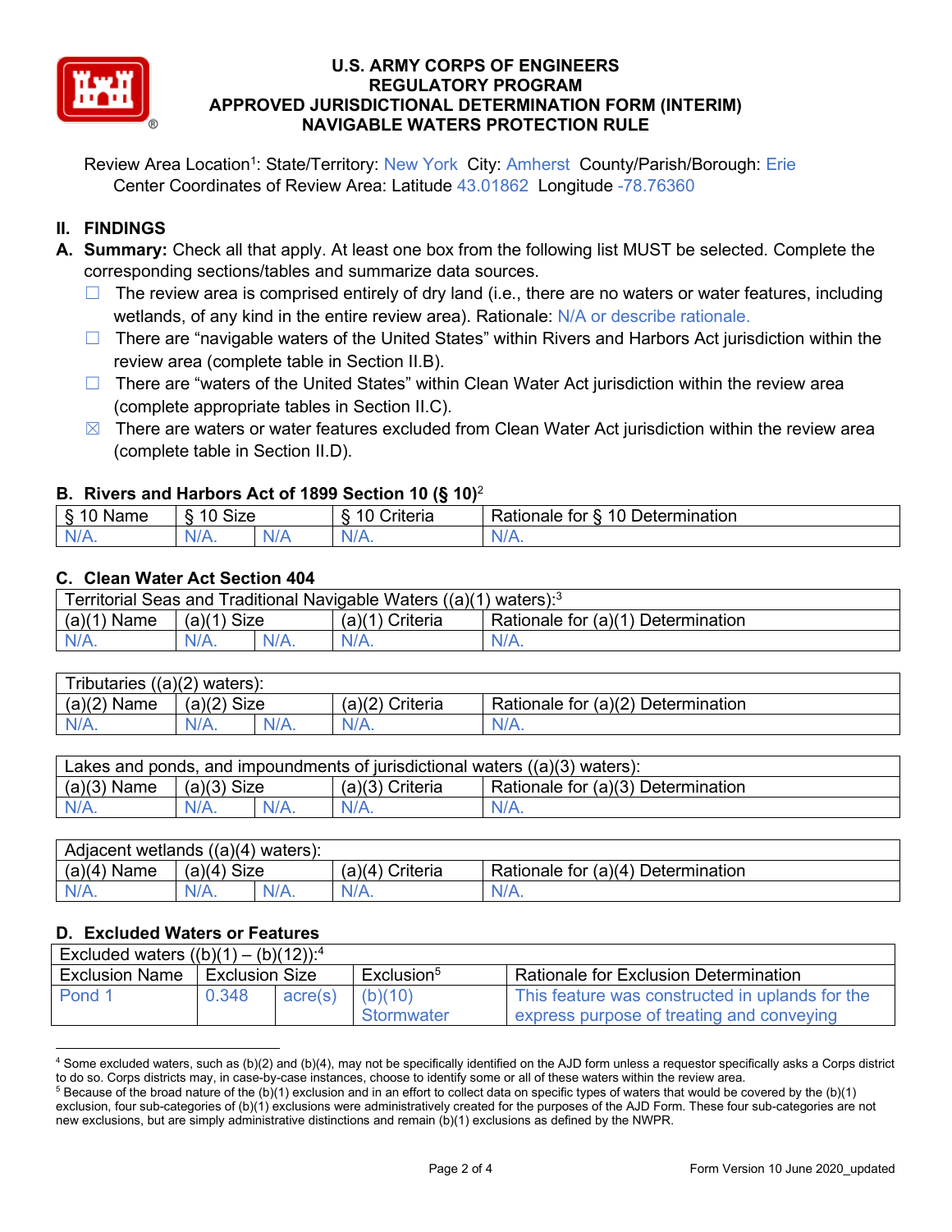# U.S. ARMY CORPS OF ENGINEERS
# REGULATORY PROGRAM
# APPROVED JURISDICTIONAL DETERMINATION FORM (INTERIM)
# NAVIGABLE WATERS PROTECTION RULE

Review Area Location[1]: State/Territory: New York City: Amherst County/Parish/Borough: Erie
Center Coordinates of Review Area: Latitude 43.01862 Longitude -78.76360

## II. FINDINGS

**A. Summary:** Check all that apply. At least one box from the following list MUST be selected. Complete the corresponding sections/tables and summarize data sources.

- ☐ The review area is comprised entirely of dry land (i.e., there are no waters or water features, including wetlands, of any kind in the entire review area). Rationale: N/A or describe rationale.
- ☐ There are "navigable waters of the United States" within Rivers and Harbors Act jurisdiction within the review area (complete table in Section II.B).
- ☐ There are "waters of the United States" within Clean Water Act jurisdiction within the review area (complete appropriate tables in Section II.C).
- ☒ There are waters or water features excluded from Clean Water Act jurisdiction within the review area (complete table in Section II.D).

### B. Rivers and Harbors Act of 1899 Section 10 (§ 10)[2]

| § 10 Name | § 10 Size | | § 10 Criteria | Rationale for § 10 Determination |
|---|---|---|---|---|
| N/A. | N/A. | N/A | N/A. | N/A. |

### C. Clean Water Act Section 404

| Territorial Seas and Traditional Navigable Waters ((a)(1) waters):[3] | | | | |
|---|---|---|---|---|
| (a)(1) Name | (a)(1) Size | | (a)(1) Criteria | Rationale for (a)(1) Determination |
| N/A. | N/A. | N/A. | N/A. | N/A. |

| Tributaries ((a)(2) waters): | | | | |
|---|---|---|---|---|
| (a)(2) Name | (a)(2) Size | | (a)(2) Criteria | Rationale for (a)(2) Determination |
| N/A. | N/A. | N/A. | N/A. | N/A. |

| Lakes and ponds, and impoundments of jurisdictional waters ((a)(3) waters): | | | | |
|---|---|---|---|---|
| (a)(3) Name | (a)(3) Size | | (a)(3) Criteria | Rationale for (a)(3) Determination |
| N/A. | N/A. | N/A. | N/A. | N/A. |

| Adjacent wetlands ((a)(4) waters): | | | | |
|---|---|---|---|---|
| (a)(4) Name | (a)(4) Size | | (a)(4) Criteria | Rationale for (a)(4) Determination |
| N/A. | N/A. | N/A. | N/A. | N/A. |

### D. Excluded Waters or Features

| Excluded waters ((b)(1) – (b)(12)):[4] | | | | |
|---|---|---|---|---|
| Exclusion Name | Exclusion Size | | Exclusion[5] | Rationale for Exclusion Determination |
| Pond 1 | 0.348 | acre(s) | (b)(10) Stormwater | This feature was constructed in uplands for the express purpose of treating and conveying |

[4] Some excluded waters, such as (b)(2) and (b)(4), may not be specifically identified on the AJD form unless a requestor specifically asks a Corps district to do so. Corps districts may, in case-by-case instances, choose to identify some or all of these waters within the review area.

[5] Because of the broad nature of the (b)(1) exclusion and in an effort to collect data on specific types of waters that would be covered by the (b)(1) exclusion, four sub-categories of (b)(1) exclusions were administratively created for the purposes of the AJD Form. These four sub-categories are not new exclusions, but are simply administrative distinctions and remain (b)(1) exclusions as defined by the NWPR.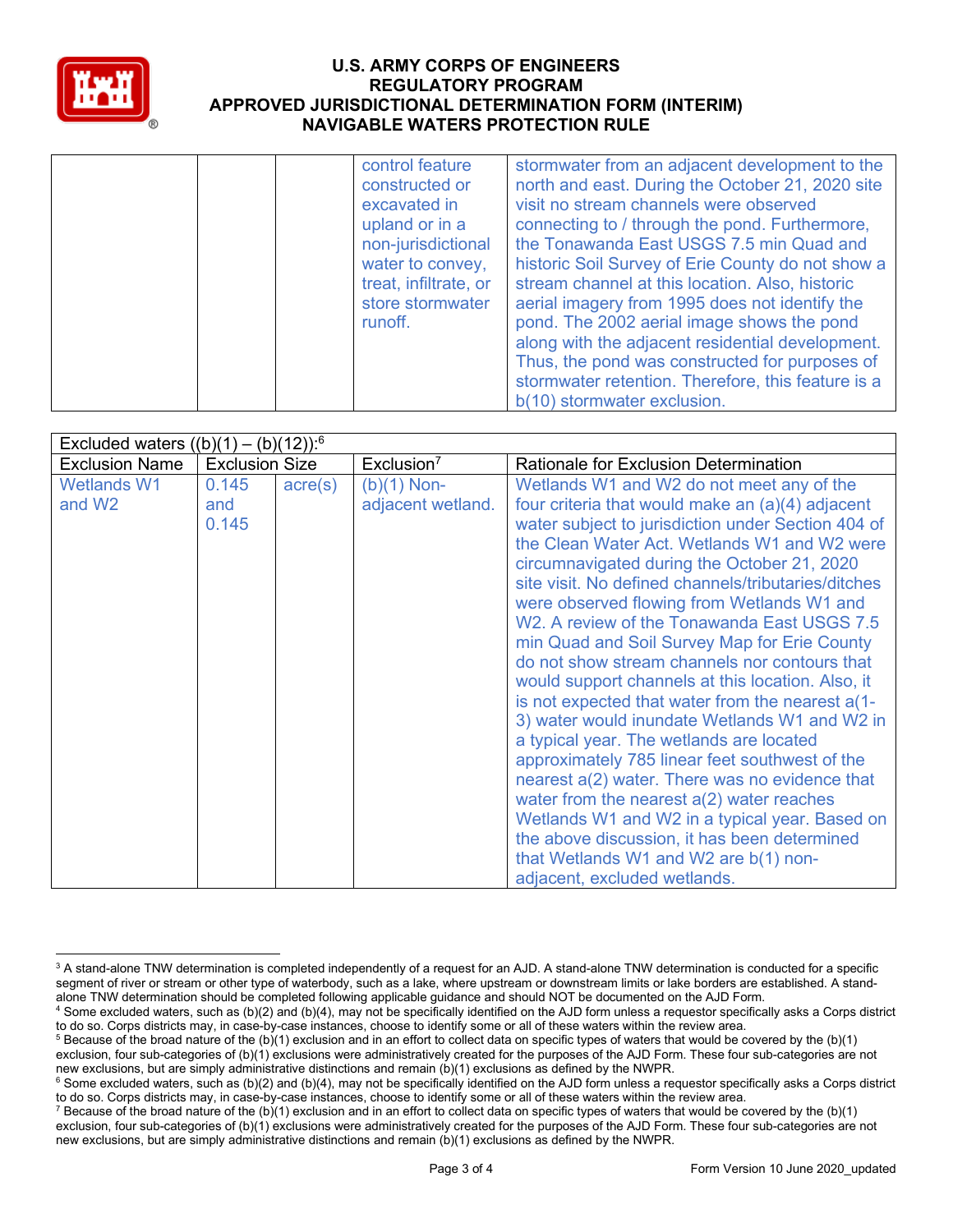| | | | control feature constructed or excavated in upland or in a non-jurisdictional water to convey, treat, infiltrate, or store stormwater runoff. | stormwater from an adjacent development to the north and east. During the October 21, 2020 site visit no stream channels were observed connecting to / through the pond. Furthermore, the Tonawanda East USGS 7.5 min Quad and historic Soil Survey of Erie County do not show a stream channel at this location. Also, historic aerial imagery from 1995 does not identify the pond. The 2002 aerial image shows the pond along with the adjacent residential development. Thus, the pond was constructed for purposes of stormwater retention. Therefore, this feature is a b(10) stormwater exclusion. |
|---|---|---|---|---|

| Excluded waters ((b)(1) – (b)(12)):[6] | | | | |
|---|---|---|---|---|
| Exclusion Name | Exclusion Size | | Exclusion[7] | Rationale for Exclusion Determination |
| Wetlands W1 and W2 | 0.145 and 0.145 | acre(s) | (b)(1) Non-adjacent wetland. | Wetlands W1 and W2 do not meet any of the four criteria that would make an (a)(4) adjacent water subject to jurisdiction under Section 404 of the Clean Water Act. Wetlands W1 and W2 were circumnavigated during the October 21, 2020 site visit. No defined channels/tributaries/ditches were observed flowing from Wetlands W1 and W2. A review of the Tonawanda East USGS 7.5 min Quad and Soil Survey Map for Erie County do not show stream channels nor contours that would support channels at this location. Also, it is not expected that water from the nearest a(1-3) water would inundate Wetlands W1 and W2 in a typical year. The wetlands are located approximately 785 linear feet southwest of the nearest a(2) water. There was no evidence that water from the nearest a(2) water reaches Wetlands W1 and W2 in a typical year. Based on the above discussion, it has been determined that Wetlands W1 and W2 are b(1) non-adjacent, excluded wetlands. |

[3] A stand-alone TNW determination is completed independently of a request for an AJD. A stand-alone TNW determination is conducted for a specific segment of river or stream or other type of waterbody, such as a lake, where upstream or downstream limits or lake borders are established. A stand-alone TNW determination should be completed following applicable guidance and should NOT be documented on the AJD Form.

[4] Some excluded waters, such as (b)(2) and (b)(4), may not be specifically identified on the AJD form unless a requestor specifically asks a Corps district to do so. Corps districts may, in case-by-case instances, choose to identify some or all of these waters within the review area.

[5] Because of the broad nature of the (b)(1) exclusion and in an effort to collect data on specific types of waters that would be covered by the (b)(1) exclusion, four sub-categories of (b)(1) exclusions were administratively created for the purposes of the AJD Form. These four sub-categories are not new exclusions, but are simply administrative distinctions and remain (b)(1) exclusions as defined by the NWPR.

[6] Some excluded waters, such as (b)(2) and (b)(4), may not be specifically identified on the AJD form unless a requestor specifically asks a Corps district to do so. Corps districts may, in case-by-case instances, choose to identify some or all of these waters within the review area.

[7] Because of the broad nature of the (b)(1) exclusion and in an effort to collect data on specific types of waters that would be covered by the (b)(1) exclusion, four sub-categories of (b)(1) exclusions were administratively created for the purposes of the AJD Form. These four sub-categories are not new exclusions, but are simply administrative distinctions and remain (b)(1) exclusions as defined by the NWPR.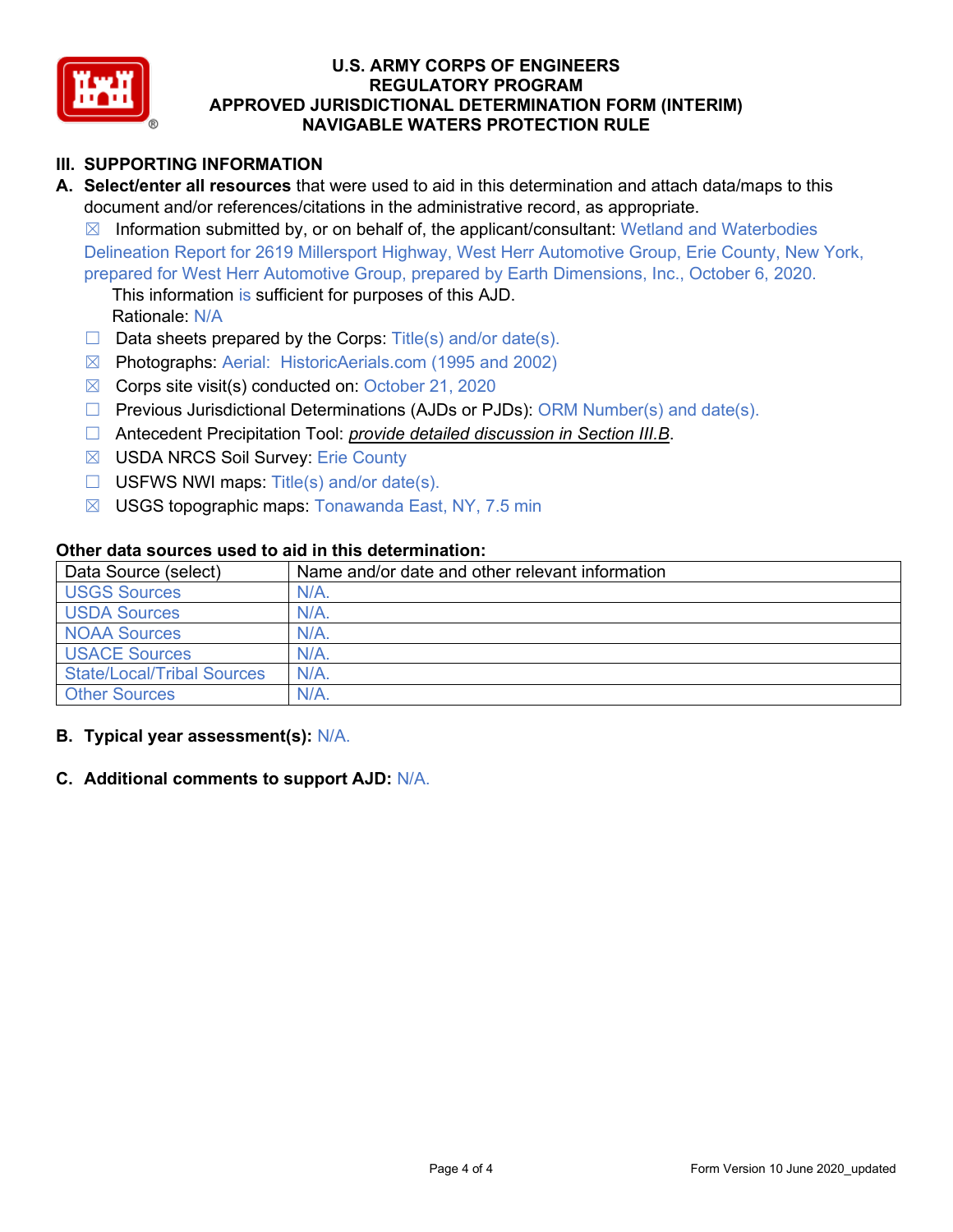# U.S. ARMY CORPS OF ENGINEERS
# REGULATORY PROGRAM
# APPROVED JURISDICTIONAL DETERMINATION FORM (INTERIM)
# NAVIGABLE WATERS PROTECTION RULE

## III. SUPPORTING INFORMATION

**A. Select/enter all resources** that were used to aid in this determination and attach data/maps to this document and/or references/citations in the administrative record, as appropriate.

☒ Information submitted by, or on behalf of, the applicant/consultant: Wetland and Waterbodies Delineation Report for 2619 Millersport Highway, West Herr Automotive Group, Erie County, New York, prepared for West Herr Automotive Group, prepared by Earth Dimensions, Inc., October 6, 2020.

This information is sufficient for purposes of this AJD.

Rationale: N/A

☐ Data sheets prepared by the Corps: Title(s) and/or date(s).

☒ Photographs: Aerial: HistoricAerials.com (1995 and 2002)

☒ Corps site visit(s) conducted on: October 21, 2020

☐ Previous Jurisdictional Determinations (AJDs or PJDs): ORM Number(s) and date(s).

☐ Antecedent Precipitation Tool: *provide detailed discussion in Section III.B*.

☒ USDA NRCS Soil Survey: Erie County

☐ USFWS NWI maps: Title(s) and/or date(s).

☒ USGS topographic maps: Tonawanda East, NY, 7.5 min

**Other data sources used to aid in this determination:**

| Data Source (select) | Name and/or date and other relevant information |
|---|---|
| USGS Sources | N/A. |
| USDA Sources | N/A. |
| NOAA Sources | N/A. |
| USACE Sources | N/A. |
| State/Local/Tribal Sources | N/A. |
| Other Sources | N/A. |

**B. Typical year assessment(s):** N/A.

**C. Additional comments to support AJD:** N/A.

Form Version 10 June 2020_updated